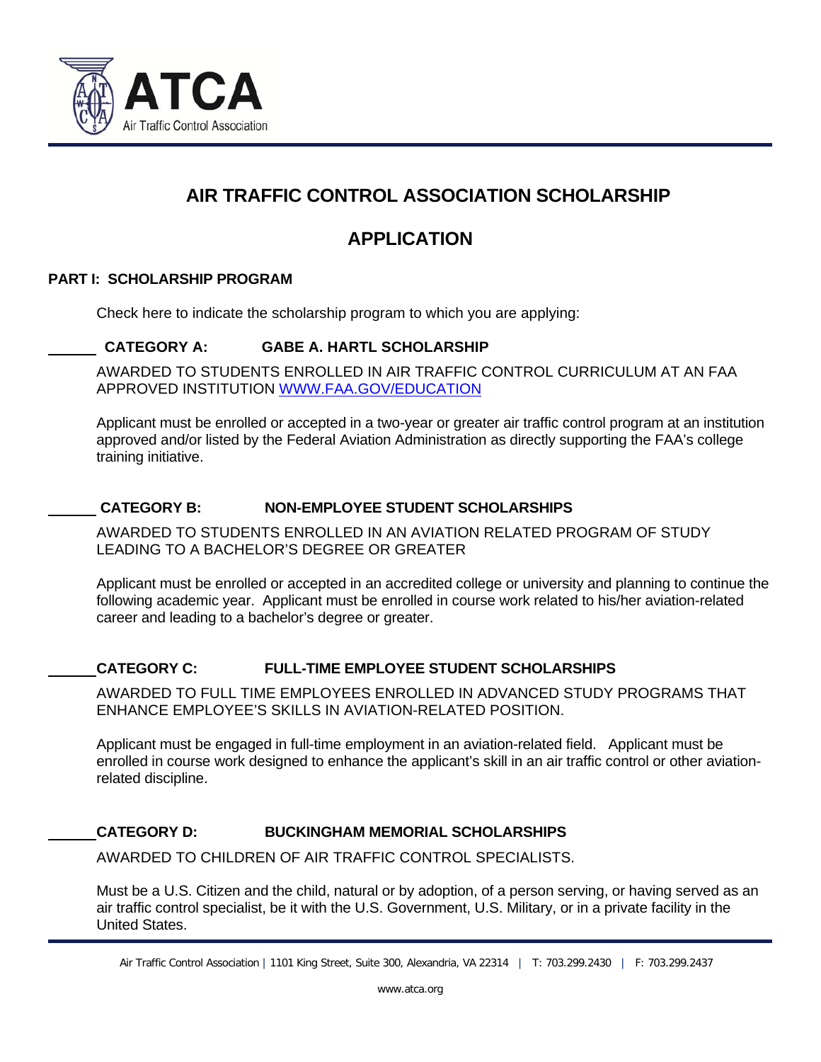ATCA

Air Traffic Control Association

# AIR TRAFFIC CONTROL ASSOCIATION SCHOLARSHIP

# APPLICATION

## PART I: SCHOLARSHIP PROGRAM

Check here to indicate the scholarship program to which you are applying:

______ **CATEGORY A: GABE A. HARTL SCHOLARSHIP**

AWARDED TO STUDENTS ENROLLED IN AIR TRAFFIC CONTROL CURRICULUM AT AN FAA APPROVED INSTITUTION [WWW.FAA.GOV/EDUCATION](http://WWW.FAA.GOV/EDUCATION)

Applicant must be enrolled or accepted in a two-year or greater air traffic control program at an institution approved and/or listed by the Federal Aviation Administration as directly supporting the FAA's college training initiative.

______ **CATEGORY B: NON-EMPLOYEE STUDENT SCHOLARSHIPS**

AWARDED TO STUDENTS ENROLLED IN AN AVIATION RELATED PROGRAM OF STUDY LEADING TO A BACHELOR'S DEGREE OR GREATER

Applicant must be enrolled or accepted in an accredited college or university and planning to continue the following academic year. Applicant must be enrolled in course work related to his/her aviation-related career and leading to a bachelor's degree or greater.

______ **CATEGORY C: FULL-TIME EMPLOYEE STUDENT SCHOLARSHIPS**

AWARDED TO FULL TIME EMPLOYEES ENROLLED IN ADVANCED STUDY PROGRAMS THAT ENHANCE EMPLOYEE'S SKILLS IN AVIATION-RELATED POSITION.

Applicant must be engaged in full-time employment in an aviation-related field. Applicant must be enrolled in course work designed to enhance the applicant's skill in an air traffic control or other aviation-related discipline.

______ **CATEGORY D: BUCKINGHAM MEMORIAL SCHOLARSHIPS**

AWARDED TO CHILDREN OF AIR TRAFFIC CONTROL SPECIALISTS.

Must be a U.S. Citizen and the child, natural or by adoption, of a person serving, or having served as an air traffic control specialist, be it with the U.S. Government, U.S. Military, or in a private facility in the United States.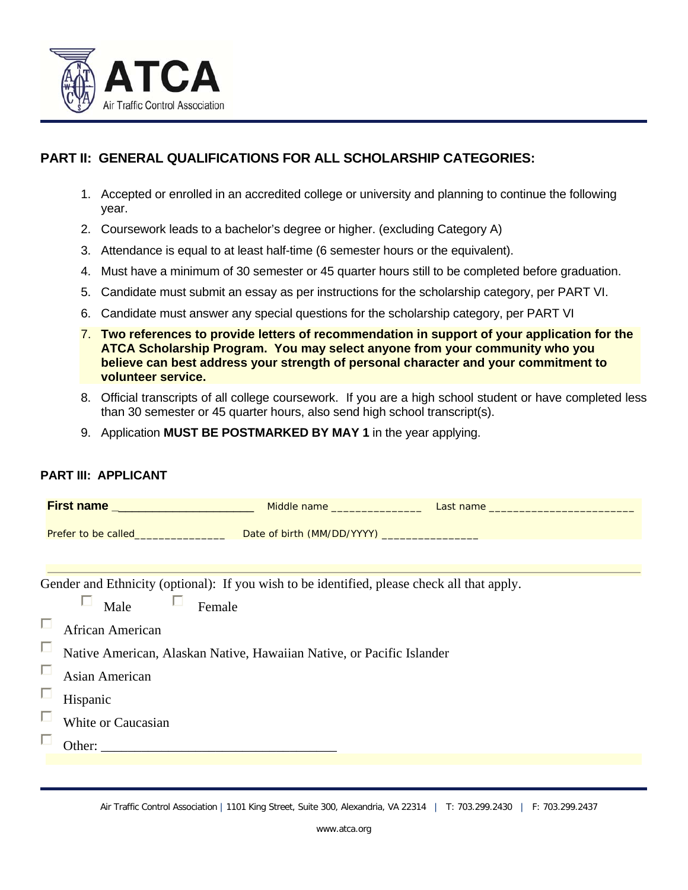## PART II: GENERAL QUALIFICATIONS FOR ALL SCHOLARSHIP CATEGORIES:

1. Accepted or enrolled in an accredited college or university and planning to continue the following year.
2. Coursework leads to a bachelor's degree or higher. (excluding Category A)
3. Attendance is equal to at least half-time (6 semester hours or the equivalent).
4. Must have a minimum of 30 semester or 45 quarter hours still to be completed before graduation.
5. Candidate must submit an essay as per instructions for the scholarship category, per PART VI.
6. Candidate must answer any special questions for the scholarship category, per PART VI
7. **Two references to provide letters of recommendation in support of your application for the ATCA Scholarship Program. You may select anyone from your community who you believe can best address your strength of personal character and your commitment to volunteer service.**
8. Official transcripts of all college coursework. If you are a high school student or have completed less than 30 semester or 45 quarter hours, also send high school transcript(s).
9. Application **MUST BE POSTMARKED BY MAY 1** in the year applying.

## PART III: APPLICANT

**First name** ______________________ Middle name _______________ Last name ________________________

Prefer to be called_______________ Date of birth (MM/DD/YYYY) ________________

Gender and Ethnicity (optional): If you wish to be identified, please check all that apply.

- ☐ Male ☐ Female
- ☐ African American
- ☐ Native American, Alaskan Native, Hawaiian Native, or Pacific Islander
- ☐ Asian American
- ☐ Hispanic
- ☐ White or Caucasian
- ☐ Other: ___________________________________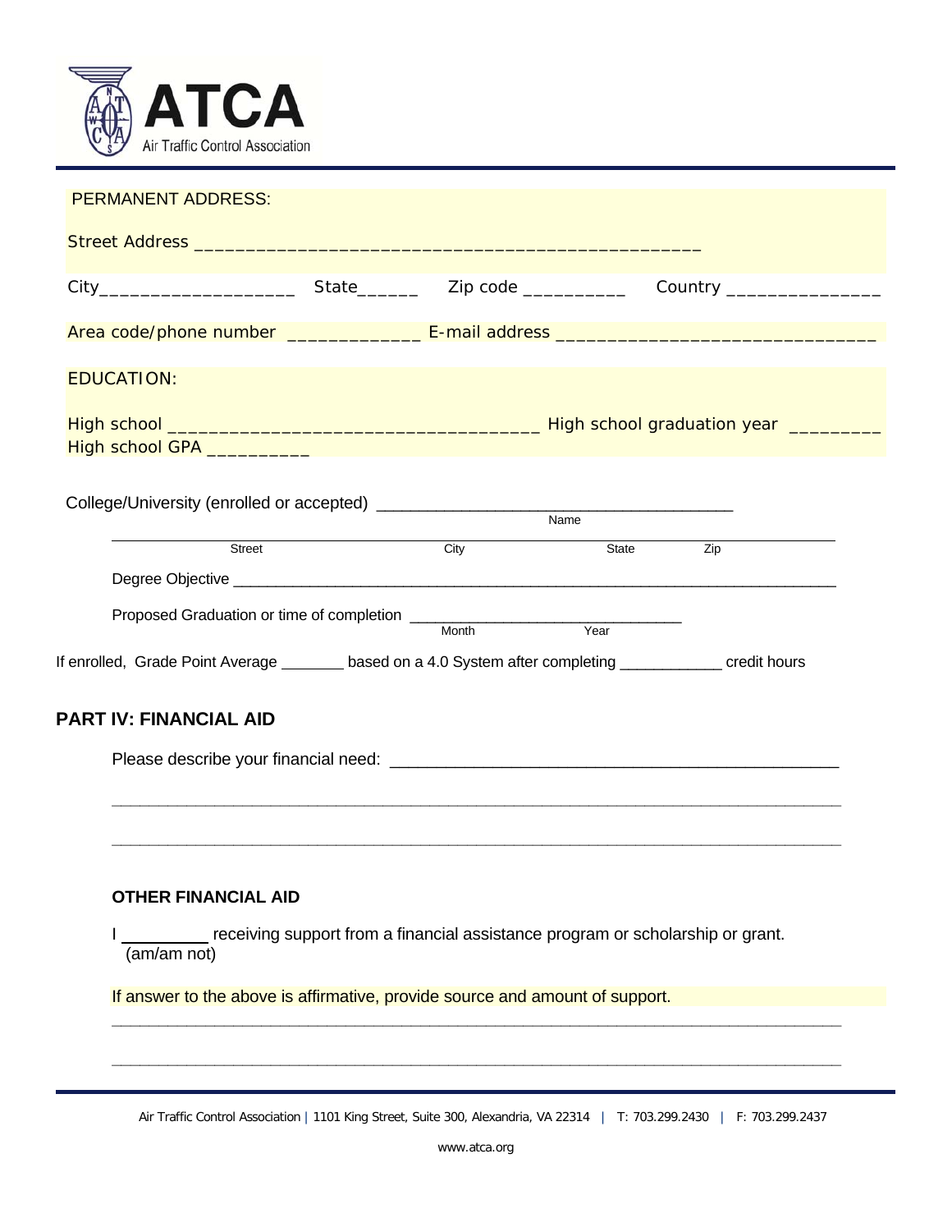PERMANENT ADDRESS:

Street Address ______________________________________________

City__________________ State______ Zip code __________ Country _______________

Area code/phone number _____________ E-mail address ______________________________

EDUCATION:

High school ___________________________________ High school graduation year _________

High school GPA __________

College/University (enrolled or accepted) ______________________________________
Name

______________________________________________________________________
Street City State Zip

Degree Objective ______________________________________________________________________

Proposed Graduation or time of completion ______________________________
Month Year

If enrolled, Grade Point Average _______ based on a 4.0 System after completing ___________ credit hours

## PART IV: FINANCIAL AID

Please describe your financial need: ______________________________________________

______________________________________________________________________

______________________________________________________________________

### OTHER FINANCIAL AID

I ________ receiving support from a financial assistance program or scholarship or grant.
(am/am not)

If answer to the above is affirmative, provide source and amount of support.

______________________________________________________________________

______________________________________________________________________

Air Traffic Control Association | 1101 King Street, Suite 300, Alexandria, VA 22314 | T: 703.299.2430 | F: 703.299.2437

www.atca.org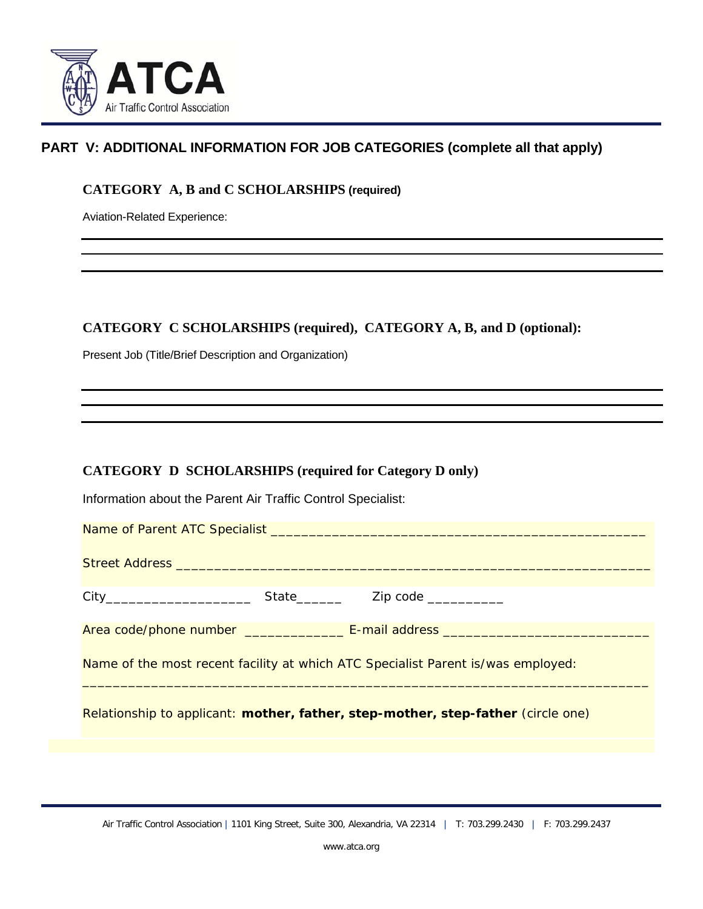## PART V: ADDITIONAL INFORMATION FOR JOB CATEGORIES (complete all that apply)

### CATEGORY A, B and C SCHOLARSHIPS (required)

Aviation-Related Experience:

___

___

___

### CATEGORY C SCHOLARSHIPS (required), CATEGORY A, B, and D (optional):

Present Job (Title/Brief Description and Organization)

___

___

___

### CATEGORY D SCHOLARSHIPS (required for Category D only)

Information about the Parent Air Traffic Control Specialist:

Name of Parent ATC Specialist _________________________________________________

Street Address ______________________________________________________________

City___________________ State______ Zip code __________

Area code/phone number _____________ E-mail address ___________________________

Name of the most recent facility at which ATC Specialist Parent is/was employed:

___________________________________________________________________________

Relationship to applicant: **mother, father, step-mother, step-father** (circle one)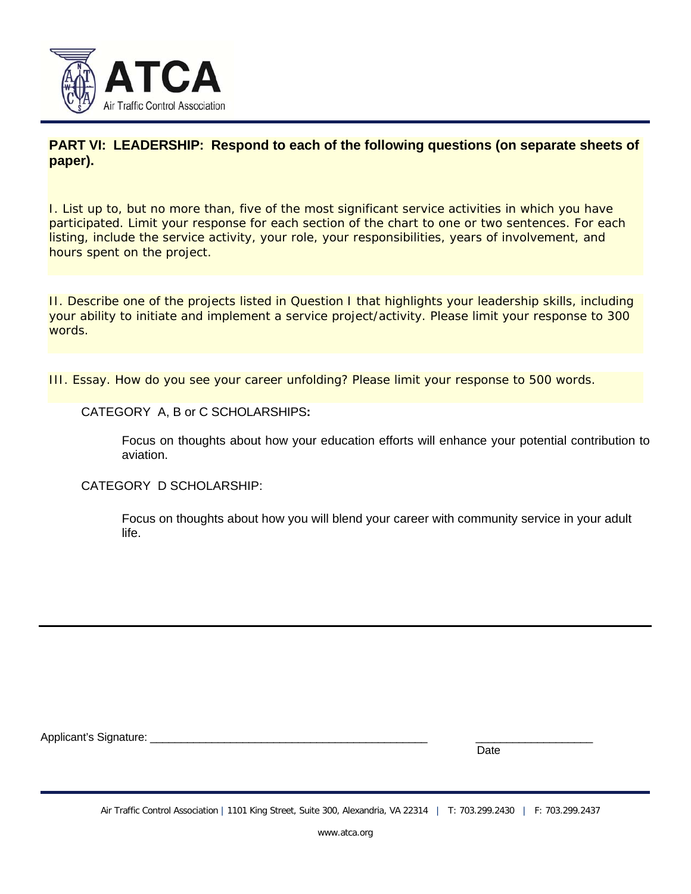**PART VI: LEADERSHIP: Respond to each of the following questions (on separate sheets of paper).**

I. List up to, but no more than, five of the most significant service activities in which you have participated. Limit your response for each section of the chart to one or two sentences. For each listing, include the service activity, your role, your responsibilities, years of involvement, and hours spent on the project.

II. Describe one of the projects listed in Question I that highlights your leadership skills, including your ability to initiate and implement a service project/activity. Please limit your response to 300 words.

III. Essay. How do you see your career unfolding? Please limit your response to 500 words.

CATEGORY A, B or C SCHOLARSHIPS**:**

Focus on thoughts about how your education efforts will enhance your potential contribution to aviation.

CATEGORY D SCHOLARSHIP:

Focus on thoughts about how you will blend your career with community service in your adult life.

---

Applicant's Signature: _______________________________________________ ___________________

Date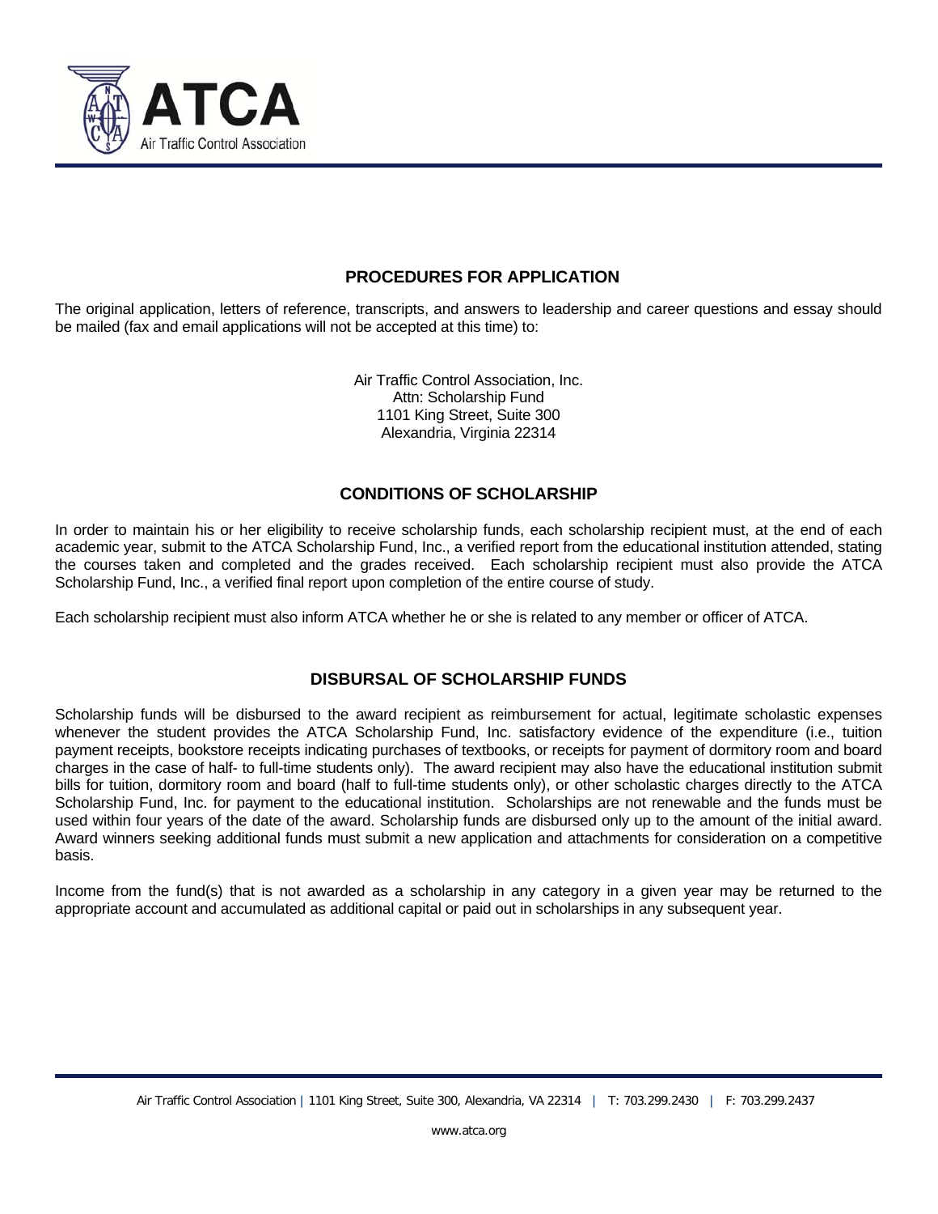## PROCEDURES FOR APPLICATION

The original application, letters of reference, transcripts, and answers to leadership and career questions and essay should be mailed (fax and email applications will not be accepted at this time) to:

Air Traffic Control Association, Inc.
Attn: Scholarship Fund
1101 King Street, Suite 300
Alexandria, Virginia 22314

## CONDITIONS OF SCHOLARSHIP

In order to maintain his or her eligibility to receive scholarship funds, each scholarship recipient must, at the end of each academic year, submit to the ATCA Scholarship Fund, Inc., a verified report from the educational institution attended, stating the courses taken and completed and the grades received. Each scholarship recipient must also provide the ATCA Scholarship Fund, Inc., a verified final report upon completion of the entire course of study.

Each scholarship recipient must also inform ATCA whether he or she is related to any member or officer of ATCA.

## DISBURSAL OF SCHOLARSHIP FUNDS

Scholarship funds will be disbursed to the award recipient as reimbursement for actual, legitimate scholastic expenses whenever the student provides the ATCA Scholarship Fund, Inc. satisfactory evidence of the expenditure (i.e., tuition payment receipts, bookstore receipts indicating purchases of textbooks, or receipts for payment of dormitory room and board charges in the case of half- to full-time students only). The award recipient may also have the educational institution submit bills for tuition, dormitory room and board (half to full-time students only), or other scholastic charges directly to the ATCA Scholarship Fund, Inc. for payment to the educational institution. Scholarships are not renewable and the funds must be used within four years of the date of the award. Scholarship funds are disbursed only up to the amount of the initial award. Award winners seeking additional funds must submit a new application and attachments for consideration on a competitive basis.

Income from the fund(s) that is not awarded as a scholarship in any category in a given year may be returned to the appropriate account and accumulated as additional capital or paid out in scholarships in any subsequent year.